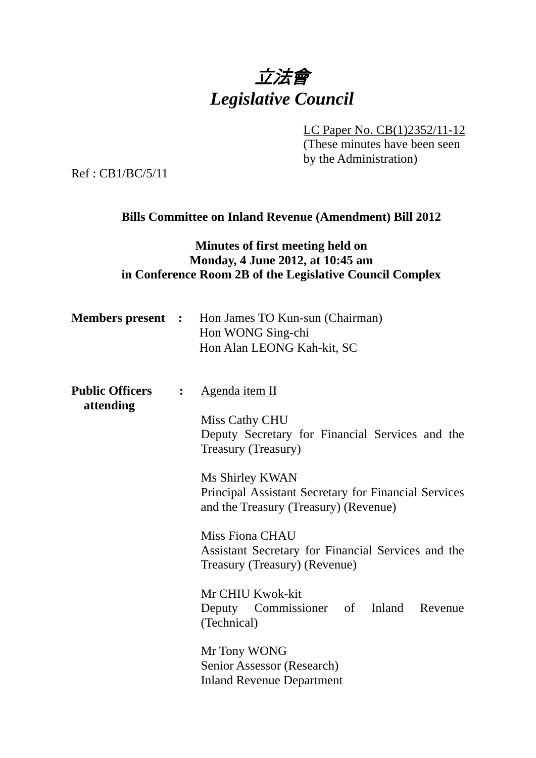# *立法會*
# *Legislative Council*

LC Paper No. CB(1)2352/11-12
(These minutes have been seen by the Administration)

Ref : CB1/BC/5/11

## Bills Committee on Inland Revenue (Amendment) Bill 2012

### Minutes of first meeting held on Monday, 4 June 2012, at 10:45 am in Conference Room 2B of the Legislative Council Complex

**Members present :** Hon James TO Kun-sun (Chairman)
Hon WONG Sing-chi
Hon Alan LEONG Kah-kit, SC

**Public Officers attending :** Agenda item II

Miss Cathy CHU
Deputy Secretary for Financial Services and the Treasury (Treasury)

Ms Shirley KWAN
Principal Assistant Secretary for Financial Services and the Treasury (Treasury) (Revenue)

Miss Fiona CHAU
Assistant Secretary for Financial Services and the Treasury (Treasury) (Revenue)

Mr CHIU Kwok-kit
Deputy Commissioner of Inland Revenue (Technical)

Mr Tony WONG
Senior Assessor (Research)
Inland Revenue Department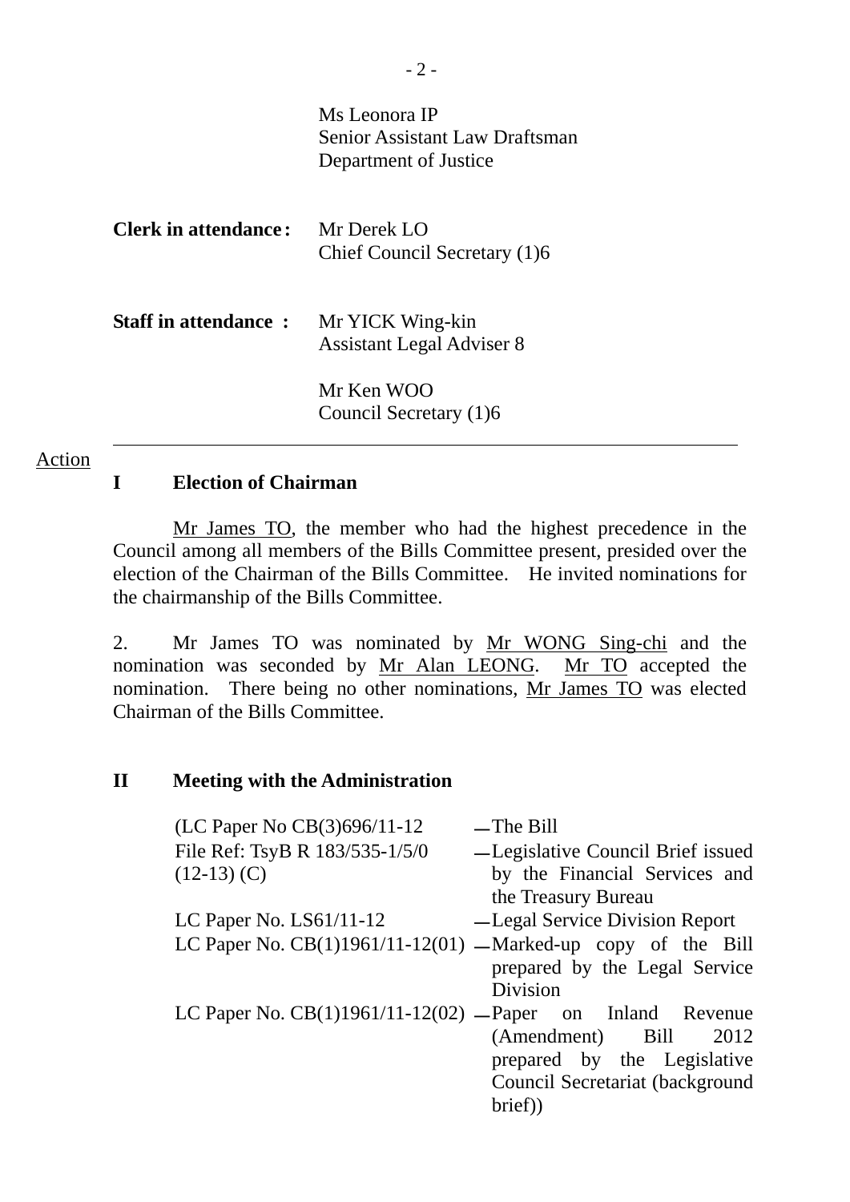Ms Leonora IP
Senior Assistant Law Draftsman
Department of Justice

| | |
|---|---|
| **Clerk in attendance :** | Mr Derek LO<br>Chief Council Secretary (1)6 |
| **Staff in attendance :** | Mr YICK Wing-kin<br>Assistant Legal Adviser 8<br><br>Mr Ken WOO<br>Council Secretary (1)6 |

---

Action

## I Election of Chairman

Mr James TO, the member who had the highest precedence in the Council among all members of the Bills Committee present, presided over the election of the Chairman of the Bills Committee. He invited nominations for the chairmanship of the Bills Committee.

2. Mr James TO was nominated by Mr WONG Sing-chi and the nomination was seconded by Mr Alan LEONG. Mr TO accepted the nomination. There being no other nominations, Mr James TO was elected Chairman of the Bills Committee.

## II Meeting with the Administration

| | |
|---|---|
| (LC Paper No CB(3)696/11-12 | — The Bill |
| File Ref: TsyB R 183/535-1/5/0 (12-13) (C) | — Legislative Council Brief issued by the Financial Services and the Treasury Bureau |
| LC Paper No. LS61/11-12 | — Legal Service Division Report |
| LC Paper No. CB(1)1961/11-12(01) | — Marked-up copy of the Bill prepared by the Legal Service Division |
| LC Paper No. CB(1)1961/11-12(02) | — Paper on Inland Revenue (Amendment) Bill 2012 prepared by the Legislative Council Secretariat (background brief)) |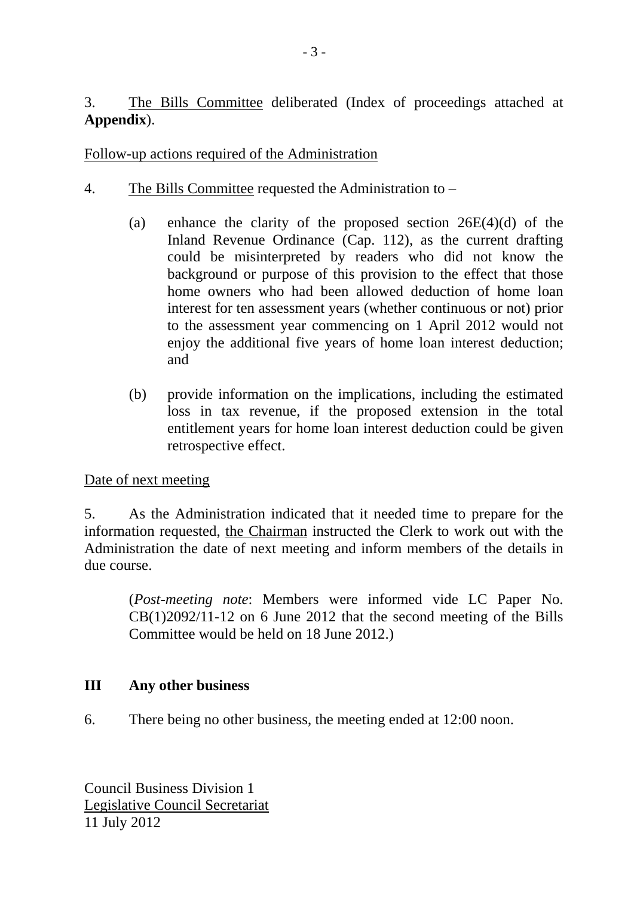3. The Bills Committee deliberated (Index of proceedings attached at **Appendix**).

Follow-up actions required of the Administration

4. The Bills Committee requested the Administration to –

   (a) enhance the clarity of the proposed section 26E(4)(d) of the Inland Revenue Ordinance (Cap. 112), as the current drafting could be misinterpreted by readers who did not know the background or purpose of this provision to the effect that those home owners who had been allowed deduction of home loan interest for ten assessment years (whether continuous or not) prior to the assessment year commencing on 1 April 2012 would not enjoy the additional five years of home loan interest deduction; and

   (b) provide information on the implications, including the estimated loss in tax revenue, if the proposed extension in the total entitlement years for home loan interest deduction could be given retrospective effect.

Date of next meeting

5. As the Administration indicated that it needed time to prepare for the information requested, the Chairman instructed the Clerk to work out with the Administration the date of next meeting and inform members of the details in due course.

> (*Post-meeting note*: Members were informed vide LC Paper No. CB(1)2092/11-12 on 6 June 2012 that the second meeting of the Bills Committee would be held on 18 June 2012.)

## III Any other business

6. There being no other business, the meeting ended at 12:00 noon.

Council Business Division 1
Legislative Council Secretariat
11 July 2012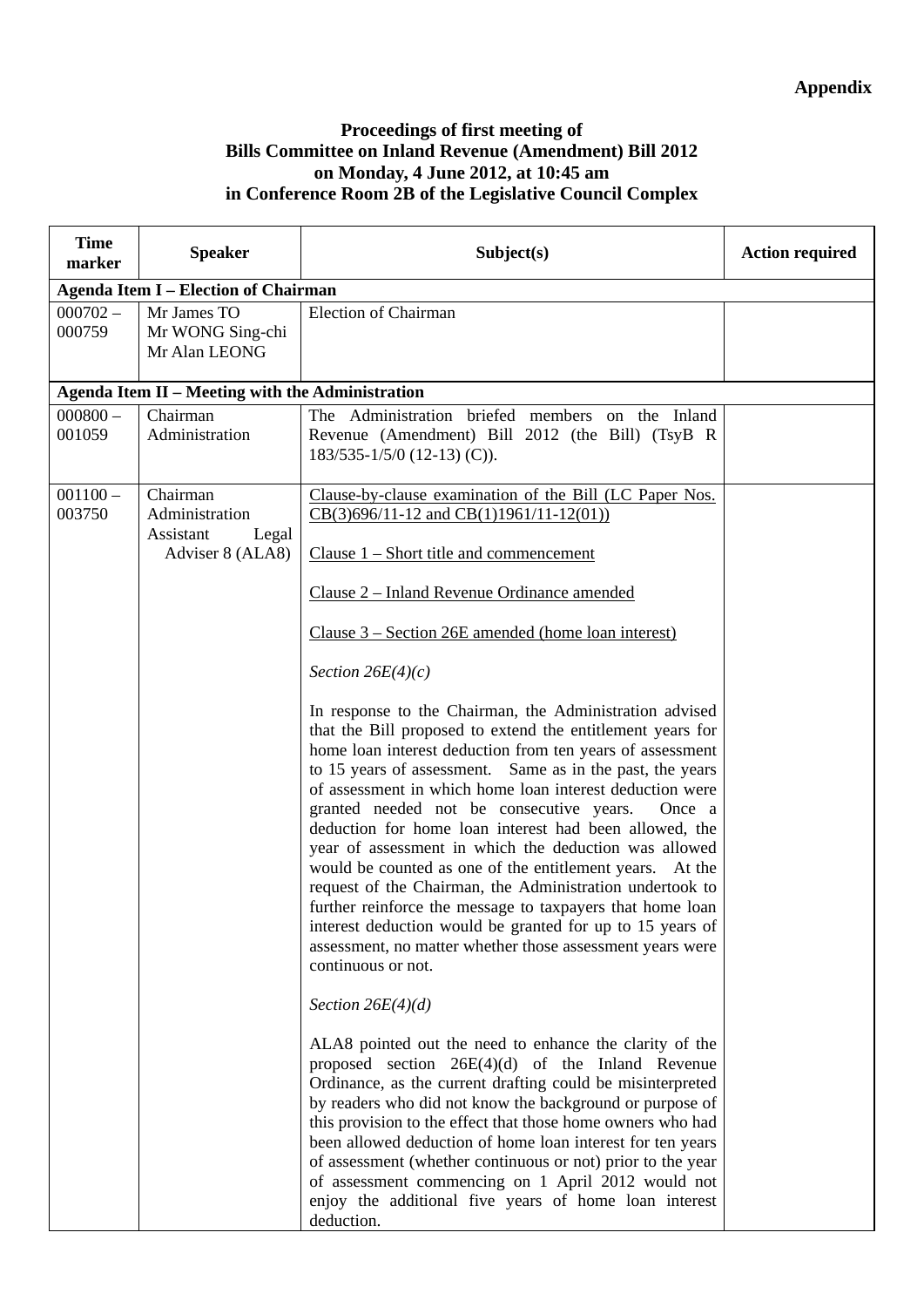**Appendix**

**Proceedings of first meeting of Bills Committee on Inland Revenue (Amendment) Bill 2012 on Monday, 4 June 2012, at 10:45 am in Conference Room 2B of the Legislative Council Complex**

| Time marker | Speaker | Subject(s) | Action required |
|---|---|---|---|
| **Agenda Item I – Election of Chairman** | | | |
| 000702 – 000759 | Mr James TO<br>Mr WONG Sing-chi<br>Mr Alan LEONG | Election of Chairman | |
| **Agenda Item II – Meeting with the Administration** | | | |
| 000800 – 001059 | Chairman<br>Administration | The Administration briefed members on the Inland Revenue (Amendment) Bill 2012 (the Bill) (TsyB R 183/535-1/5/0 (12-13) (C)). | |
| 001100 – 003750 | Chairman<br>Administration<br>Assistant Legal Adviser 8 (ALA8) | Clause-by-clause examination of the Bill (LC Paper Nos. CB(3)696/11-12 and CB(1)1961/11-12(01))<br><br>Clause 1 – Short title and commencement<br><br>Clause 2 – Inland Revenue Ordinance amended<br><br>Clause 3 – Section 26E amended (home loan interest)<br><br>*Section 26E(4)(c)*<br><br>In response to the Chairman, the Administration advised that the Bill proposed to extend the entitlement years for home loan interest deduction from ten years of assessment to 15 years of assessment. Same as in the past, the years of assessment in which home loan interest deduction were granted needed not be consecutive years. Once a deduction for home loan interest had been allowed, the year of assessment in which the deduction was allowed would be counted as one of the entitlement years. At the request of the Chairman, the Administration undertook to further reinforce the message to taxpayers that home loan interest deduction would be granted for up to 15 years of assessment, no matter whether those assessment years were continuous or not.<br><br>*Section 26E(4)(d)*<br><br>ALA8 pointed out the need to enhance the clarity of the proposed section 26E(4)(d) of the Inland Revenue Ordinance, as the current drafting could be misinterpreted by readers who did not know the background or purpose of this provision to the effect that those home owners who had been allowed deduction of home loan interest for ten years of assessment (whether continuous or not) prior to the year of assessment commencing on 1 April 2012 would not enjoy the additional five years of home loan interest deduction. | |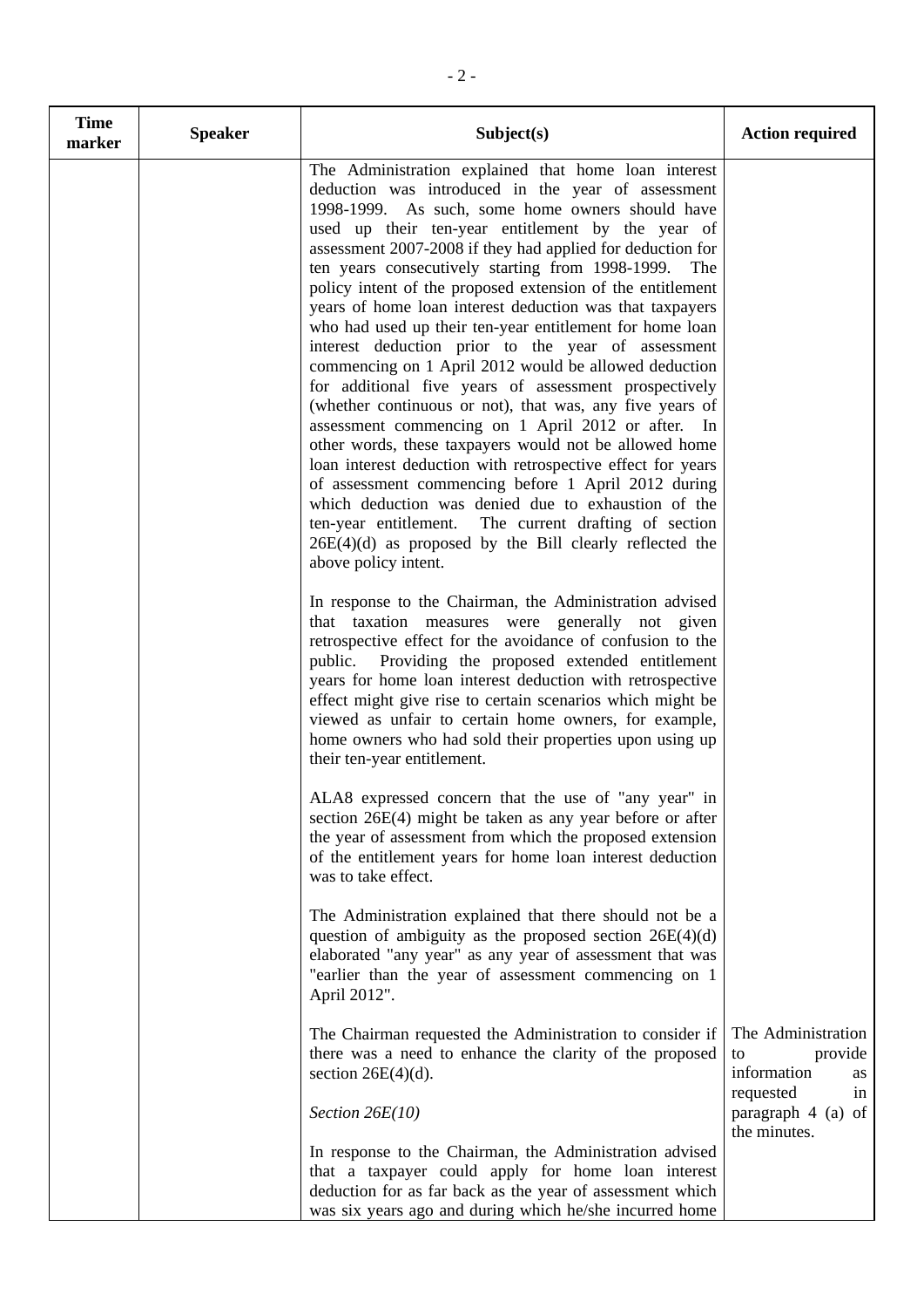| Time marker | Speaker | Subject(s) | Action required |
|---|---|---|---|
| | | The Administration explained that home loan interest deduction was introduced in the year of assessment 1998-1999. As such, some home owners should have used up their ten-year entitlement by the year of assessment 2007-2008 if they had applied for deduction for ten years consecutively starting from 1998-1999. The policy intent of the proposed extension of the entitlement years of home loan interest deduction was that taxpayers who had used up their ten-year entitlement for home loan interest deduction prior to the year of assessment commencing on 1 April 2012 would be allowed deduction for additional five years of assessment prospectively (whether continuous or not), that was, any five years of assessment commencing on 1 April 2012 or after. In other words, these taxpayers would not be allowed home loan interest deduction with retrospective effect for years of assessment commencing before 1 April 2012 during which deduction was denied due to exhaustion of the ten-year entitlement. The current drafting of section 26E(4)(d) as proposed by the Bill clearly reflected the above policy intent.<br><br>In response to the Chairman, the Administration advised that taxation measures were generally not given retrospective effect for the avoidance of confusion to the public. Providing the proposed extended entitlement years for home loan interest deduction with retrospective effect might give rise to certain scenarios which might be viewed as unfair to certain home owners, for example, home owners who had sold their properties upon using up their ten-year entitlement.<br><br>ALA8 expressed concern that the use of "any year" in section 26E(4) might be taken as any year before or after the year of assessment from which the proposed extension of the entitlement years for home loan interest deduction was to take effect.<br><br>The Administration explained that there should not be a question of ambiguity as the proposed section 26E(4)(d) elaborated "any year" as any year of assessment that was "earlier than the year of assessment commencing on 1 April 2012".<br><br>The Chairman requested the Administration to consider if there was a need to enhance the clarity of the proposed section 26E(4)(d).<br><br>*Section 26E(10)*<br><br>In response to the Chairman, the Administration advised that a taxpayer could apply for home loan interest deduction for as far back as the year of assessment which was six years ago and during which he/she incurred home | The Administration to provide information as requested in paragraph 4 (a) of the minutes. |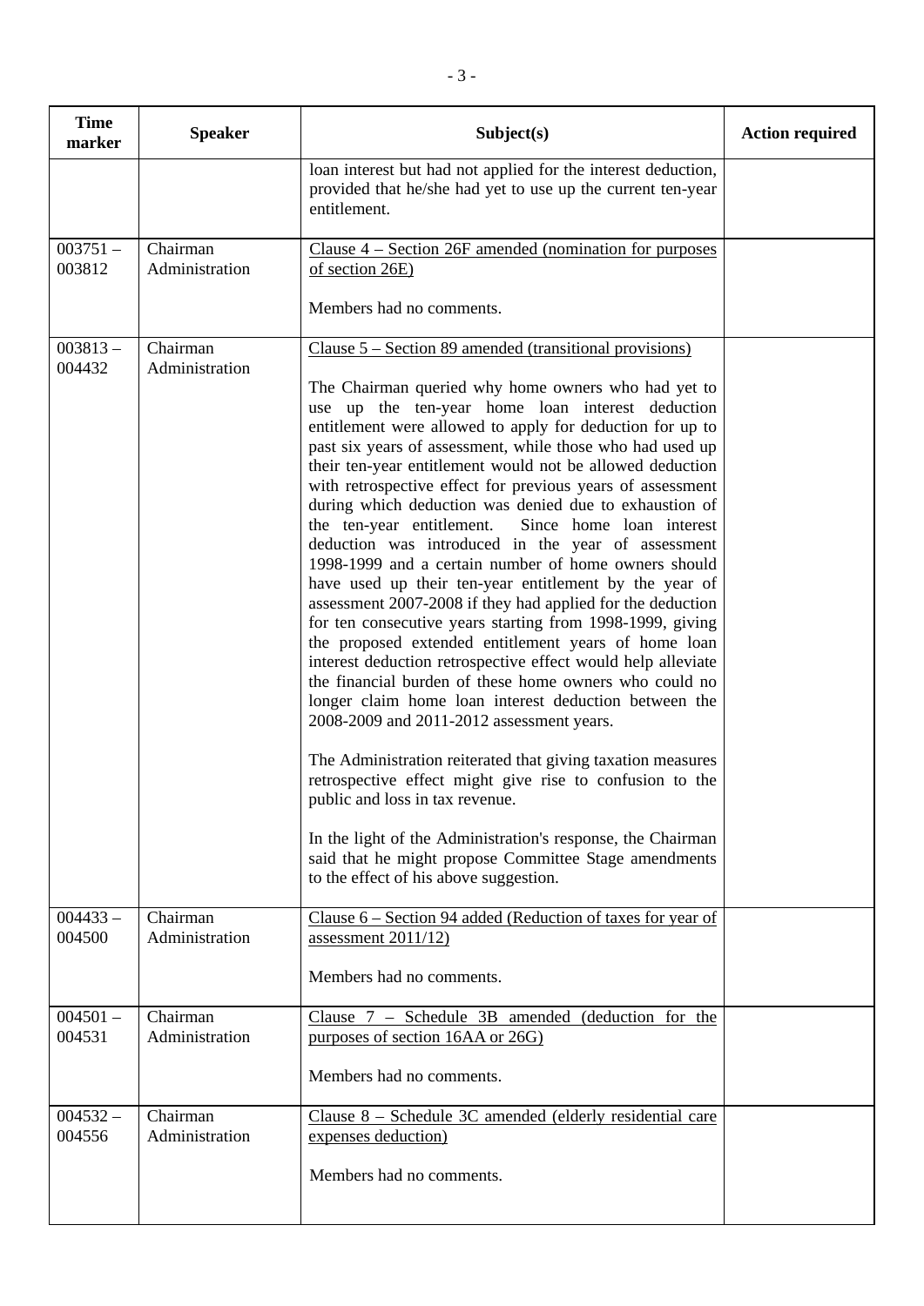| Time marker | Speaker | Subject(s) | Action required |
|---|---|---|---|
| | | loan interest but had not applied for the interest deduction, provided that he/she had yet to use up the current ten-year entitlement. | |
| 003751 – 003812 | Chairman<br>Administration | <u>Clause 4 – Section 26F amended (nomination for purposes of section 26E)</u><br><br>Members had no comments. | |
| 003813 – 004432 | Chairman<br>Administration | <u>Clause 5 – Section 89 amended (transitional provisions)</u><br><br>The Chairman queried why home owners who had yet to use up the ten-year home loan interest deduction entitlement were allowed to apply for deduction for up to past six years of assessment, while those who had used up their ten-year entitlement would not be allowed deduction with retrospective effect for previous years of assessment during which deduction was denied due to exhaustion of the ten-year entitlement. Since home loan interest deduction was introduced in the year of assessment 1998-1999 and a certain number of home owners should have used up their ten-year entitlement by the year of assessment 2007-2008 if they had applied for the deduction for ten consecutive years starting from 1998-1999, giving the proposed extended entitlement years of home loan interest deduction retrospective effect would help alleviate the financial burden of these home owners who could no longer claim home loan interest deduction between the 2008-2009 and 2011-2012 assessment years.<br><br>The Administration reiterated that giving taxation measures retrospective effect might give rise to confusion to the public and loss in tax revenue.<br><br>In the light of the Administration's response, the Chairman said that he might propose Committee Stage amendments to the effect of his above suggestion. | |
| 004433 – 004500 | Chairman<br>Administration | <u>Clause 6 – Section 94 added (Reduction of taxes for year of assessment 2011/12)</u><br><br>Members had no comments. | |
| 004501 – 004531 | Chairman<br>Administration | <u>Clause 7 – Schedule 3B amended (deduction for the purposes of section 16AA or 26G)</u><br><br>Members had no comments. | |
| 004532 – 004556 | Chairman<br>Administration | <u>Clause 8 – Schedule 3C amended (elderly residential care expenses deduction)</u><br><br>Members had no comments. | |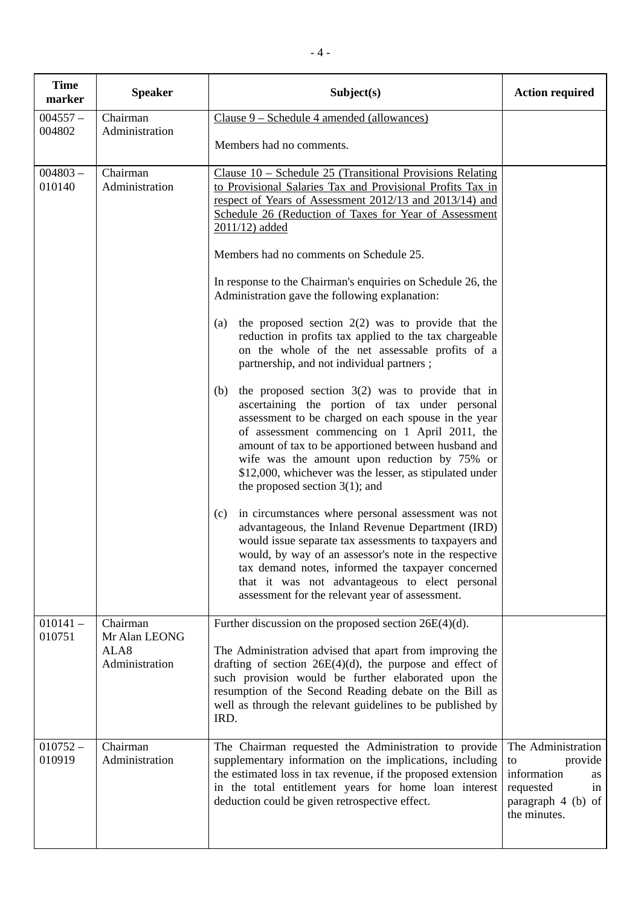| Time marker | Speaker | Subject(s) | Action required |
|---|---|---|---|
| 004557 – 004802 | Chairman<br>Administration | Clause 9 – Schedule 4 amended (allowances)<br><br>Members had no comments. | |
| 004803 – 010140 | Chairman<br>Administration | Clause 10 – Schedule 25 (Transitional Provisions Relating to Provisional Salaries Tax and Provisional Profits Tax in respect of Years of Assessment 2012/13 and 2013/14) and Schedule 26 (Reduction of Taxes for Year of Assessment 2011/12) added<br><br>Members had no comments on Schedule 25.<br><br>In response to the Chairman's enquiries on Schedule 26, the Administration gave the following explanation:<br><br>(a) the proposed section 2(2) was to provide that the reduction in profits tax applied to the tax chargeable on the whole of the net assessable profits of a partnership, and not individual partners ;<br><br>(b) the proposed section 3(2) was to provide that in ascertaining the portion of tax under personal assessment to be charged on each spouse in the year of assessment commencing on 1 April 2011, the amount of tax to be apportioned between husband and wife was the amount upon reduction by 75% or $12,000, whichever was the lesser, as stipulated under the proposed section 3(1); and<br><br>(c) in circumstances where personal assessment was not advantageous, the Inland Revenue Department (IRD) would issue separate tax assessments to taxpayers and would, by way of an assessor's note in the respective tax demand notes, informed the taxpayer concerned that it was not advantageous to elect personal assessment for the relevant year of assessment. | |
| 010141 – 010751 | Chairman<br>Mr Alan LEONG<br>ALA8<br>Administration | Further discussion on the proposed section 26E(4)(d).<br><br>The Administration advised that apart from improving the drafting of section 26E(4)(d), the purpose and effect of such provision would be further elaborated upon the resumption of the Second Reading debate on the Bill as well as through the relevant guidelines to be published by IRD. | |
| 010752 – 010919 | Chairman<br>Administration | The Chairman requested the Administration to provide supplementary information on the implications, including the estimated loss in tax revenue, if the proposed extension in the total entitlement years for home loan interest deduction could be given retrospective effect. | The Administration to provide information as requested in paragraph 4 (b) of the minutes. |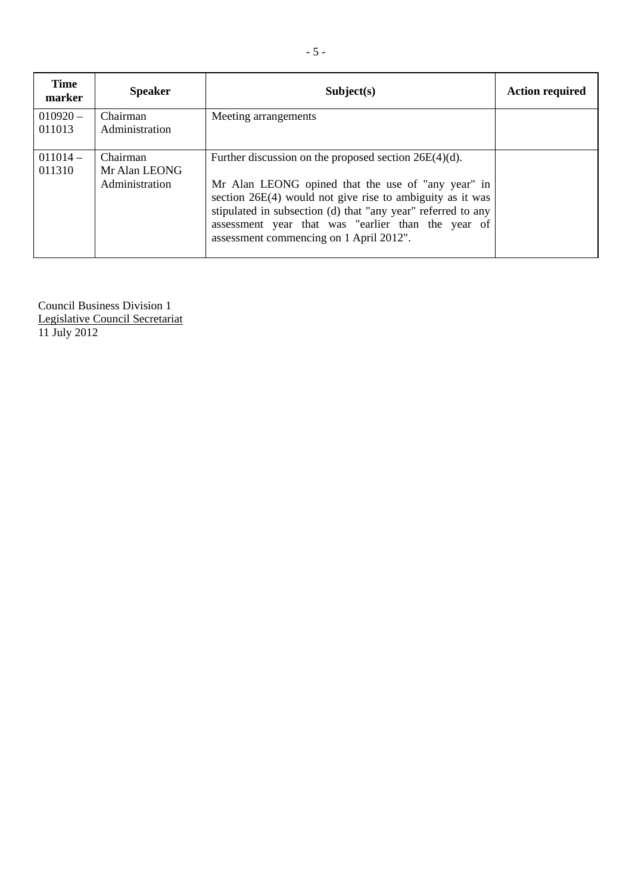| Time marker | Speaker | Subject(s) | Action required |
|---|---|---|---|
| 010920 – 011013 | Chairman<br>Administration | Meeting arrangements | |
| 011014 – 011310 | Chairman<br>Mr Alan LEONG<br>Administration | Further discussion on the proposed section 26E(4)(d).<br><br>Mr Alan LEONG opined that the use of "any year" in section 26E(4) would not give rise to ambiguity as it was stipulated in subsection (d) that "any year" referred to any assessment year that was "earlier than the year of assessment commencing on 1 April 2012". | |

Council Business Division 1
Legislative Council Secretariat
11 July 2012